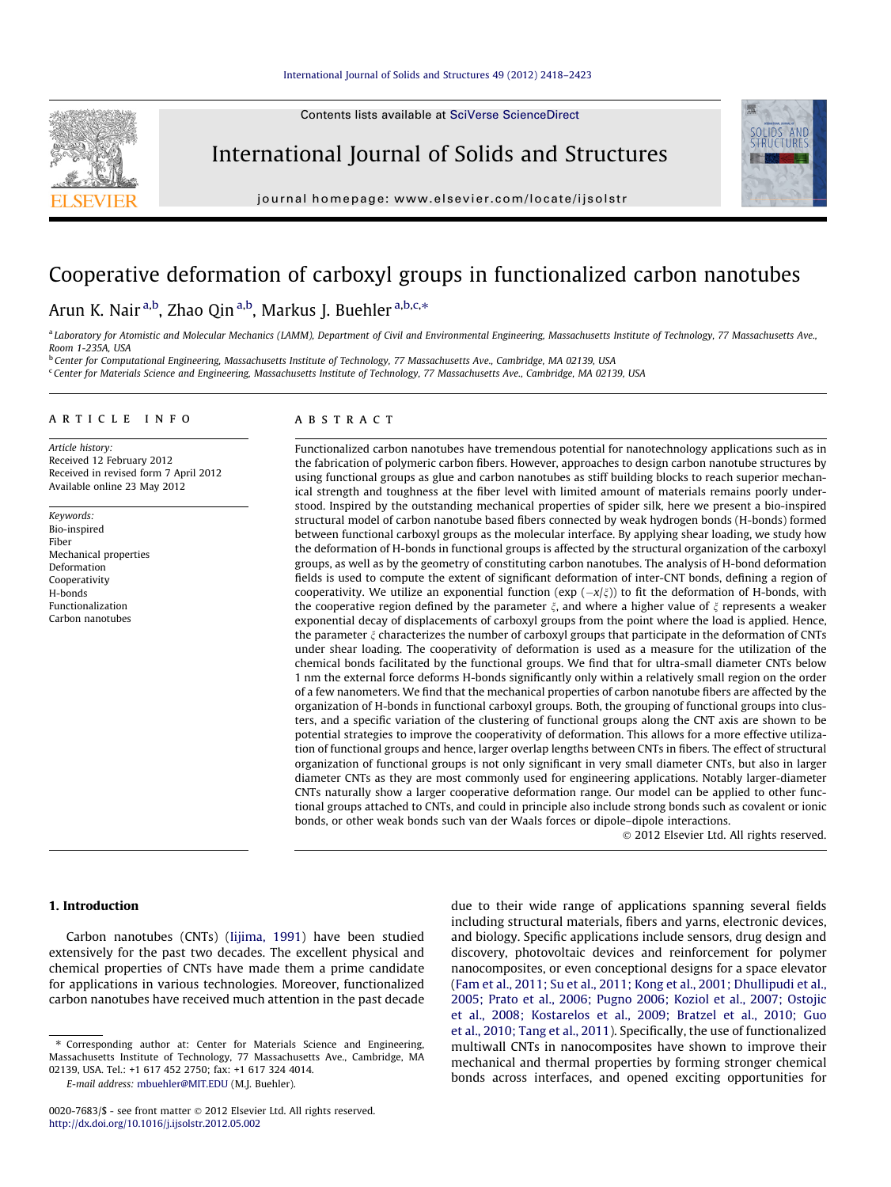# Cooperative deformation of carboxyl groups in functionalized carbon nanotubes

Arun K. Nair [a,b], Zhao Qin [a,b], Markus J. Buehler [a,b,c,*]

[a] Laboratory for Atomistic and Molecular Mechanics (LAMM), Department of Civil and Environmental Engineering, Massachusetts Institute of Technology, 77 Massachusetts Ave., Room 1-235A, USA

[b] Center for Computational Engineering, Massachusetts Institute of Technology, 77 Massachusetts Ave., Cambridge, MA 02139, USA

[c] Center for Materials Science and Engineering, Massachusetts Institute of Technology, 77 Massachusetts Ave., Cambridge, MA 02139, USA

## ARTICLE INFO

*Article history:*
Received 12 February 2012
Received in revised form 7 April 2012
Available online 23 May 2012

*Keywords:*
Bio-inspired
Fiber
Mechanical properties
Deformation
Cooperativity
H-bonds
Functionalization
Carbon nanotubes

## ABSTRACT

Functionalized carbon nanotubes have tremendous potential for nanotechnology applications such as in the fabrication of polymeric carbon fibers. However, approaches to design carbon nanotube structures by using functional groups as glue and carbon nanotubes as stiff building blocks to reach superior mechanical strength and toughness at the fiber level with limited amount of materials remains poorly understood. Inspired by the outstanding mechanical properties of spider silk, here we present a bio-inspired structural model of carbon nanotube based fibers connected by weak hydrogen bonds (H-bonds) formed between functional carboxyl groups as the molecular interface. By applying shear loading, we study how the deformation of H-bonds in functional groups is affected by the structural organization of the carboxyl groups, as well as by the geometry of constituting carbon nanotubes. The analysis of H-bond deformation fields is used to compute the extent of significant deformation of inter-CNT bonds, defining a region of cooperativity. We utilize an exponential function ($\exp(-x/\xi)$) to fit the deformation of H-bonds, with the cooperative region defined by the parameter $\xi$, and where a higher value of $\xi$ represents a weaker exponential decay of displacements of carboxyl groups from the point where the load is applied. Hence, the parameter $\xi$ characterizes the number of carboxyl groups that participate in the deformation of CNTs under shear loading. The cooperativity of deformation is used as a measure for the utilization of the chemical bonds facilitated by the functional groups. We find that for ultra-small diameter CNTs below 1 nm the external force deforms H-bonds significantly only within a relatively small region on the order of a few nanometers. We find that the mechanical properties of carbon nanotube fibers are affected by the organization of H-bonds in functional carboxyl groups. Both, the grouping of functional groups into clusters, and a specific variation of the clustering of functional groups along the CNT axis are shown to be potential strategies to improve the cooperativity of deformation. This allows for a more effective utilization of functional groups and hence, larger overlap lengths between CNTs in fibers. The effect of structural organization of functional groups is not only significant in very small diameter CNTs, but also in larger diameter CNTs as they are most commonly used for engineering applications. Notably larger-diameter CNTs naturally show a larger cooperative deformation range. Our model can be applied to other functional groups attached to CNTs, and could in principle also include strong bonds such as covalent or ionic bonds, or other weak bonds such van der Waals forces or dipole–dipole interactions.

© 2012 Elsevier Ltd. All rights reserved.

## 1. Introduction

Carbon nanotubes (CNTs) (Iijima, 1991) have been studied extensively for the past two decades. The excellent physical and chemical properties of CNTs have made them a prime candidate for applications in various technologies. Moreover, functionalized carbon nanotubes have received much attention in the past decade due to their wide range of applications spanning several fields including structural materials, fibers and yarns, electronic devices, and biology. Specific applications include sensors, drug design and discovery, photovoltaic devices and reinforcement for polymer nanocomposites, or even conceptional designs for a space elevator (Fam et al., 2011; Su et al., 2011; Kong et al., 2001; Dhullipudi et al., 2005; Prato et al., 2006; Pugno 2006; Koziol et al., 2007; Ostojic et al., 2008; Kostarelos et al., 2009; Bratzel et al., 2010; Guo et al., 2010; Tang et al., 2011). Specifically, the use of functionalized multiwall CNTs in nanocomposites have shown to improve their mechanical and thermal properties by forming stronger chemical bonds across interfaces, and opened exciting opportunities for

---

* Corresponding author at: Center for Materials Science and Engineering, Massachusetts Institute of Technology, 77 Massachusetts Ave., Cambridge, MA 02139, USA. Tel.: +1 617 452 2750; fax: +1 617 324 4014.

E-mail address: mbuehler@MIT.EDU (M.J. Buehler).

0020-7683/$ - see front matter © 2012 Elsevier Ltd. All rights reserved.
http://dx.doi.org/10.1016/j.ijsolstr.2012.05.002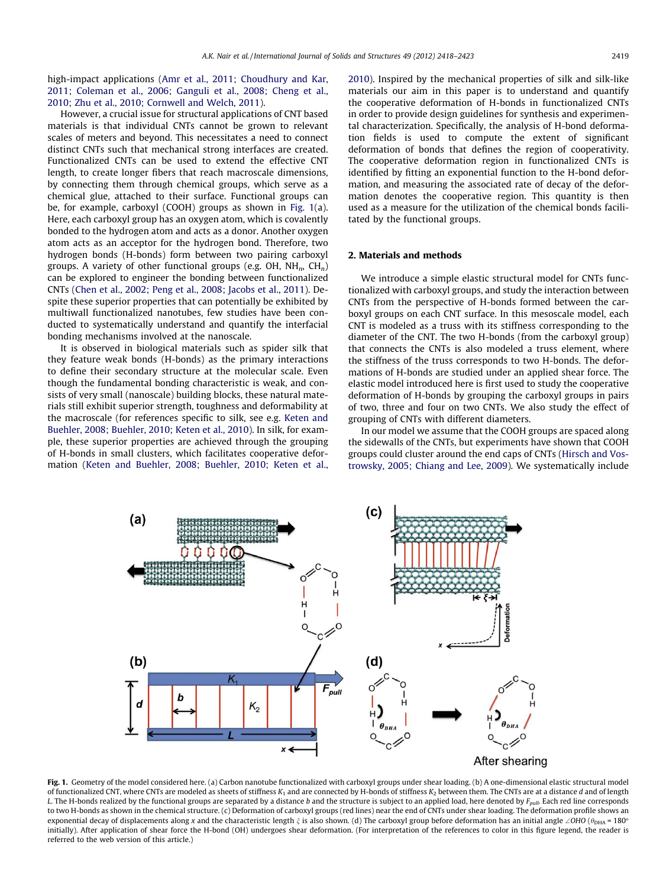high-impact applications (Amr et al., 2011; Choudhury and Kar, 2011; Coleman et al., 2006; Ganguli et al., 2008; Cheng et al., 2010; Zhu et al., 2010; Cornwell and Welch, 2011).

However, a crucial issue for structural applications of CNT based materials is that individual CNTs cannot be grown to relevant scales of meters and beyond. This necessitates a need to connect distinct CNTs such that mechanical strong interfaces are created. Functionalized CNTs can be used to extend the effective CNT length, to create longer fibers that reach macroscale dimensions, by connecting them through chemical groups, which serve as a chemical glue, attached to their surface. Functional groups can be, for example, carboxyl (COOH) groups as shown in Fig. 1(a). Here, each carboxyl group has an oxygen atom, which is covalently bonded to the hydrogen atom and acts as a donor. Another oxygen atom acts as an acceptor for the hydrogen bond. Therefore, two hydrogen bonds (H-bonds) form between two pairing carboxyl groups. A variety of other functional groups (e.g. OH, $NH_n$, $CH_n$) can be explored to engineer the bonding between functionalized CNTs (Chen et al., 2002; Peng et al., 2008; Jacobs et al., 2011). Despite these superior properties that can potentially be exhibited by multiwall functionalized nanotubes, few studies have been conducted to systematically understand and quantify the interfacial bonding mechanisms involved at the nanoscale.

It is observed in biological materials such as spider silk that they feature weak bonds (H-bonds) as the primary interactions to define their secondary structure at the molecular scale. Even though the fundamental bonding characteristic is weak, and consists of very small (nanoscale) building blocks, these natural materials still exhibit superior strength, toughness and deformability at the macroscale (for references specific to silk, see e.g. Keten and Buehler, 2008; Buehler, 2010; Keten et al., 2010). In silk, for example, these superior properties are achieved through the grouping of H-bonds in small clusters, which facilitates cooperative deformation (Keten and Buehler, 2008; Buehler, 2010; Keten et al., 2010). Inspired by the mechanical properties of silk and silk-like materials our aim in this paper is to understand and quantify the cooperative deformation of H-bonds in functionalized CNTs in order to provide design guidelines for synthesis and experimental characterization. Specifically, the analysis of H-bond deformation fields is used to compute the extent of significant deformation of bonds that defines the region of cooperativity. The cooperative deformation region in functionalized CNTs is identified by fitting an exponential function to the H-bond deformation, and measuring the associated rate of decay of the deformation denotes the cooperative region. This quantity is then used as a measure for the utilization of the chemical bonds facilitated by the functional groups.

## 2. Materials and methods

We introduce a simple elastic structural model for CNTs functionalized with carboxyl groups, and study the interaction between CNTs from the perspective of H-bonds formed between the carboxyl groups on each CNT surface. In this mesoscale model, each CNT is modeled as a truss with its stiffness corresponding to the diameter of the CNT. The two H-bonds (from the carboxyl group) that connects the CNTs is also modeled a truss element, where the stiffness of the truss corresponds to two H-bonds. The deformations of H-bonds are studied under an applied shear force. The elastic model introduced here is first used to study the cooperative deformation of H-bonds by grouping the carboxyl groups in pairs of two, three and four on two CNTs. We also study the effect of grouping of CNTs with different diameters.

In our model we assume that the COOH groups are spaced along the sidewalls of the CNTs, but experiments have shown that COOH groups could cluster around the end caps of CNTs (Hirsch and Vostrowsky, 2005; Chiang and Lee, 2009). We systematically include

**Fig. 1.** Geometry of the model considered here. (a) Carbon nanotube functionalized with carboxyl groups under shear loading. (b) A one-dimensional elastic structural model of functionalized CNT, where CNTs are modeled as sheets of stiffness $K_1$ and are connected by H-bonds of stiffness $K_2$ between them. The CNTs are at a distance $d$ and of length $L$. The H-bonds realized by the functional groups are separated by a distance $b$ and the structure is subject to an applied load, here denoted by $F_{pull}$. Each red line corresponds to two H-bonds as shown in the chemical structure. (c) Deformation of carboxyl groups (red lines) near the end of CNTs under shear loading. The deformation profile shows an exponential decay of displacements along $x$ and the characteristic length $\xi$ is also shown. (d) The carboxyl group before deformation has an initial angle $\angle OHO$ ($\theta_{DHA} = 180°$ initially). After application of shear force the H-bond (OH) undergoes shear deformation. (For interpretation of the references to color in this figure legend, the reader is referred to the web version of this article.)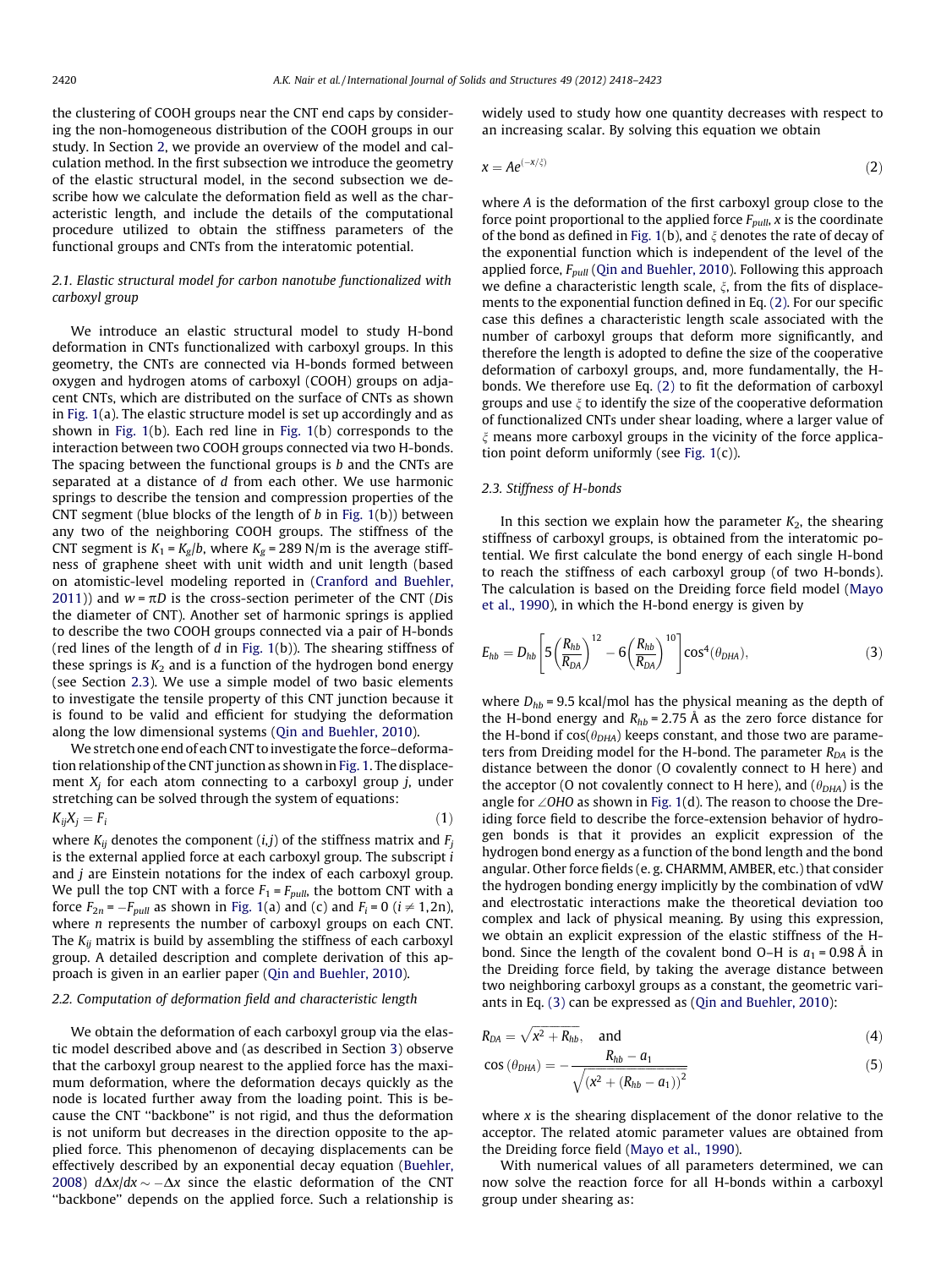the clustering of COOH groups near the CNT end caps by considering the non-homogeneous distribution of the COOH groups in our study. In Section 2, we provide an overview of the model and calculation method. In the first subsection we introduce the geometry of the elastic structural model, in the second subsection we describe how we calculate the deformation field as well as the characteristic length, and include the details of the computational procedure utilized to obtain the stiffness parameters of the functional groups and CNTs from the interatomic potential.

### 2.1. Elastic structural model for carbon nanotube functionalized with carboxyl group

We introduce an elastic structural model to study H-bond deformation in CNTs functionalized with carboxyl groups. In this geometry, the CNTs are connected via H-bonds formed between oxygen and hydrogen atoms of carboxyl (COOH) groups on adjacent CNTs, which are distributed on the surface of CNTs as shown in Fig. 1(a). The elastic structure model is set up accordingly and as shown in Fig. 1(b). Each red line in Fig. 1(b) corresponds to the interaction between two COOH groups connected via two H-bonds. The spacing between the functional groups is $b$ and the CNTs are separated at a distance of $d$ from each other. We use harmonic springs to describe the tension and compression properties of the CNT segment (blue blocks of the length of $b$ in Fig. 1(b)) between any two of the neighboring COOH groups. The stiffness of the CNT segment is $K_1 = K_g/b$, where $K_g$ = 289 N/m is the average stiffness of graphene sheet with unit width and unit length (based on atomistic-level modeling reported in (Cranford and Buehler, 2011)) and $w = \pi D$ is the cross-section perimeter of the CNT ($D$ is the diameter of CNT). Another set of harmonic springs is applied to describe the two COOH groups connected via a pair of H-bonds (red lines of the length of $d$ in Fig. 1(b)). The shearing stiffness of these springs is $K_2$ and is a function of the hydrogen bond energy (see Section 2.3). We use a simple model of two basic elements to investigate the tensile property of this CNT junction because it is found to be valid and efficient for studying the deformation along the low dimensional systems (Qin and Buehler, 2010).

We stretch one end of each CNT to investigate the force–deformation relationship of the CNT junction as shown in Fig. 1. The displacement $X_j$ for each atom connecting to a carboxyl group $j$, under stretching can be solved through the system of equations:

$$K_{ij}X_j = F_i \tag{1}$$

where $K_{ij}$ denotes the component $(i,j)$ of the stiffness matrix and $F_j$ is the external applied force at each carboxyl group. The subscript $i$ and $j$ are Einstein notations for the index of each carboxyl group. We pull the top CNT with a force $F_1 = F_{pull}$, the bottom CNT with a force $F_{2n} = -F_{pull}$ as shown in Fig. 1(a) and (c) and $F_i = 0$ ($i \neq 1,2n$), where $n$ represents the number of carboxyl groups on each CNT. The $K_{ij}$ matrix is build by assembling the stiffness of each carboxyl group. A detailed description and complete derivation of this approach is given in an earlier paper (Qin and Buehler, 2010).

### 2.2. Computation of deformation field and characteristic length

We obtain the deformation of each carboxyl group via the elastic model described above and (as described in Section 3) observe that the carboxyl group nearest to the applied force has the maximum deformation, where the deformation decays quickly as the node is located further away from the loading point. This is because the CNT "backbone" is not rigid, and thus the deformation is not uniform but decreases in the direction opposite to the applied force. This phenomenon of decaying displacements can be effectively described by an exponential decay equation (Buehler, 2008) $d\Delta x/dx \sim -\Delta x$ since the elastic deformation of the CNT "backbone" depends on the applied force. Such a relationship is widely used to study how one quantity decreases with respect to an increasing scalar. By solving this equation we obtain

$$x = Ae^{(-x/\xi)} \tag{2}$$

where $A$ is the deformation of the first carboxyl group close to the force point proportional to the applied force $F_{pull}$, $x$ is the coordinate of the bond as defined in Fig. 1(b), and $\xi$ denotes the rate of decay of the exponential function which is independent of the level of the applied force, $F_{pull}$ (Qin and Buehler, 2010). Following this approach we define a characteristic length scale, $\xi$, from the fits of displacements to the exponential function defined in Eq. (2). For our specific case this defines a characteristic length scale associated with the number of carboxyl groups that deform more significantly, and therefore the length is adopted to define the size of the cooperative deformation of carboxyl groups, and, more fundamentally, the H-bonds. We therefore use Eq. (2) to fit the deformation of carboxyl groups and use $\xi$ to identify the size of the cooperative deformation of functionalized CNTs under shear loading, where a larger value of $\xi$ means more carboxyl groups in the vicinity of the force application point deform uniformly (see Fig. 1(c)).

### 2.3. Stiffness of H-bonds

In this section we explain how the parameter $K_2$, the shearing stiffness of carboxyl groups, is obtained from the interatomic potential. We first calculate the bond energy of each single H-bond to reach the stiffness of each carboxyl group (of two H-bonds). The calculation is based on the Dreiding force field model (Mayo et al., 1990), in which the H-bond energy is given by

$$E_{hb} = D_{hb}\left[5\left(\frac{R_{hb}}{R_{DA}}\right)^{12} - 6\left(\frac{R_{hb}}{R_{DA}}\right)^{10}\right]\cos^4(\theta_{DHA}), \tag{3}$$

where $D_{hb}$ = 9.5 kcal/mol has the physical meaning as the depth of the H-bond energy and $R_{hb}$ = 2.75 Å as the zero force distance for the H-bond if $\cos(\theta_{DHA})$ keeps constant, and those two are parameters from Dreiding model for the H-bond. The parameter $R_{DA}$ is the distance between the donor (O covalently connect to H here) and the acceptor (O not covalently connect to H here), and ($\theta_{DHA}$) is the angle for $\angle OHO$ as shown in Fig. 1(d). The reason to choose the Dreiding force field to describe the force-extension behavior of hydrogen bonds is that it provides an explicit expression of the hydrogen bond energy as a function of the bond length and the bond angular. Other force fields (e. g. CHARMM, AMBER, etc.) that consider the hydrogen bonding energy implicitly by the combination of vdW and electrostatic interactions make the theoretical deviation too complex and lack of physical meaning. By using this expression, we obtain an explicit expression of the elastic stiffness of the H-bond. Since the length of the covalent bond O–H is $a_1$ = 0.98 Å in the Dreiding force field, by taking the average distance between two neighboring carboxyl groups as a constant, the geometric variants in Eq. (3) can be expressed as (Qin and Buehler, 2010):

$$R_{DA} = \sqrt{x^2 + R_{hb}}, \quad \text{and} \tag{4}$$

$$\cos(\theta_{DHA}) = -\frac{R_{hb} - a_1}{\sqrt{(x^2 + (R_{hb} - a_1))^2}} \tag{5}$$

where $x$ is the shearing displacement of the donor relative to the acceptor. The related atomic parameter values are obtained from the Dreiding force field (Mayo et al., 1990).

With numerical values of all parameters determined, we can now solve the reaction force for all H-bonds within a carboxyl group under shearing as: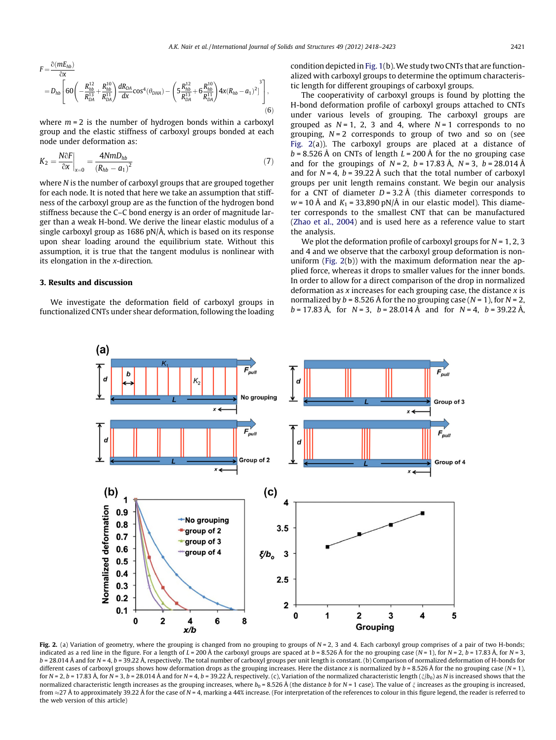$$F = \frac{\partial(mE_{hb})}{\partial x} = D_{hb}\left[60\left(-\frac{R_{hb}^{12}}{R_{DA}^{13}} + \frac{R_{hb}^{10}}{R_{DA}^{11}}\right)\frac{dR_{DA}}{dx}\cos^4(\theta_{DHA}) - \left(5\frac{R_{hb}^{12}}{R_{DA}^{13}} + 6\frac{R_{hb}^{10}}{R_{DA}^{11}}\right)4x(R_{hb} - a_1)^2]^3\right], \tag{6}$$

where $m = 2$ is the number of hydrogen bonds within a carboxyl group and the elastic stiffness of carboxyl groups bonded at each node under deformation as:

$$K_2 = \left.\frac{N\partial F}{\partial x}\right|_{x=0} = \frac{4NmD_{hb}}{(R_{hb} - a_1)^2} \tag{7}$$

where $N$ is the number of carboxyl groups that are grouped together for each node. It is noted that here we take an assumption that stiffness of the carboxyl group are as the function of the hydrogen bond stiffness because the C–C bond energy is an order of magnitude larger than a weak H-bond. We derive the linear elastic modulus of a single carboxyl group as 1686 pN/Å, which is based on its response upon shear loading around the equilibrium state. Without this assumption, it is true that the tangent modulus is nonlinear with its elongation in the $x$-direction.

## 3. Results and discussion

We investigate the deformation field of carboxyl groups in functionalized CNTs under shear deformation, following the loading condition depicted in Fig. 1(b). We study two CNTs that are functionalized with carboxyl groups to determine the optimum characteristic length for different groupings of carboxyl groups.

The cooperativity of carboxyl groups is found by plotting the H-bond deformation profile of carboxyl groups attached to CNTs under various levels of grouping. The carboxyl groups are grouped as $N = 1$, 2, 3 and 4, where $N = 1$ corresponds to no grouping, $N = 2$ corresponds to group of two and so on (see Fig. 2(a)). The carboxyl groups are placed at a distance of $b = 8.526$ Å on CNTs of length $L = 200$ Å for the no grouping case and for the groupings of $N = 2$, $b = 17.83$ Å, $N = 3$, $b = 28.014$ Å and for $N = 4$, $b = 39.22$ Å such that the total number of carboxyl groups per unit length remains constant. We begin our analysis for a CNT of diameter $D = 3.2$ Å (this diameter corresponds to $w = 10$ Å and $K_1 = 33{,}890$ pN/Å in our elastic model). This diameter corresponds to the smallest CNT that can be manufactured (Zhao et al., 2004) and is used here as a reference value to start the analysis.

We plot the deformation profile of carboxyl groups for $N = 1, 2, 3$ and 4 and we observe that the carboxyl group deformation is non-uniform (Fig. 2(b)) with the maximum deformation near the applied force, whereas it drops to smaller values for the inner bonds. In order to allow for a direct comparison of the drop in normalized deformation as $x$ increases for each grouping case, the distance $x$ is normalized by $b = 8.526$ Å for the no grouping case ($N = 1$), for $N = 2$, $b = 17.83$ Å, for $N = 3$, $b = 28.014$ Å and for $N = 4$, $b = 39.22$ Å,

**Fig. 2.** (a) Variation of geometry, where the grouping is changed from no grouping to groups of $N = 2$, 3 and 4. Each carboxyl group comprises of a pair of two H-bonds; indicated as a red line in the figure. For a length of $L = 200$ Å the carboxyl groups are spaced at $b = 8.526$ Å for the no grouping case ($N = 1$), for $N = 2$, $b = 17.83$ Å, for $N = 3$, $b = 28.014$ Å and for $N = 4$, $b = 39.22$ Å, respectively. The total number of carboxyl groups per unit length is constant. (b) Comparison of normalized deformation of H-bonds for different cases of carboxyl groups shows how deformation drops as the grouping increases. Here the distance $x$ is normalized by $b = 8.526$ Å for the no grouping case ($N = 1$), for $N = 2$, $b = 17.83$ Å, for $N = 3$, $b = 28.014$ Å and for $N = 4$, $b = 39.22$ Å, respectively. (c), Variation of the normalized characteristic length ($\xi/b_0$) as $N$ is increased shows that the normalized characteristic length increases as the grouping increases, where $b_0 = 8.526$ Å (the distance $b$ for $N = 1$ case). The value of $\xi$ increases as the grouping is increased, from ≈27 Å to approximately 39.22 Å for the case of $N = 4$, marking a 44% increase. (For interpretation of the references to colour in this figure legend, the reader is referred to the web version of this article)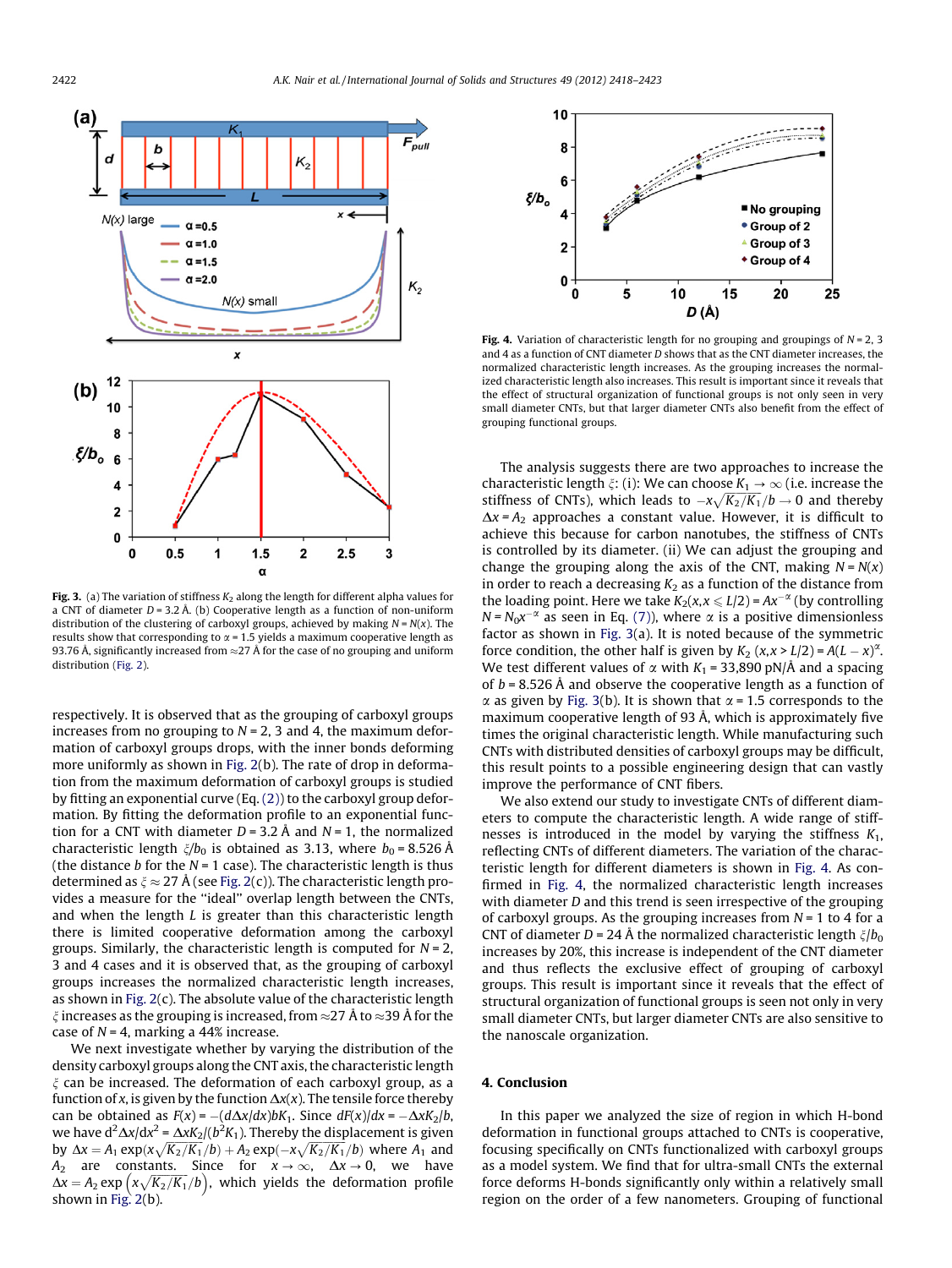Fig. 3. (a) The variation of stiffness $K_2$ along the length for different alpha values for a CNT of diameter $D = 3.2$ Å. (b) Cooperative length as a function of non-uniform distribution of the clustering of carboxyl groups, achieved by making $N = N(x)$. The results show that corresponding to $\alpha = 1.5$ yields a maximum cooperative length as 93.76 Å, significantly increased from ≈27 Å for the case of no grouping and uniform distribution (Fig. 2).

respectively. It is observed that as the grouping of carboxyl groups increases from no grouping to $N = 2$, 3 and 4, the maximum deformation of carboxyl groups drops, with the inner bonds deforming more uniformly as shown in Fig. 2(b). The rate of drop in deformation from the maximum deformation of carboxyl groups is studied by fitting an exponential curve (Eq. (2)) to the carboxyl group deformation. By fitting the deformation profile to an exponential function for a CNT with diameter $D = 3.2$ Å and $N = 1$, the normalized characteristic length $\xi/b_0$ is obtained as 3.13, where $b_0 = 8.526$ Å (the distance $b$ for the $N = 1$ case). The characteristic length is thus determined as $\xi \approx 27$ Å (see Fig. 2(c)). The characteristic length provides a measure for the "ideal" overlap length between the CNTs, and when the length $L$ is greater than this characteristic length there is limited cooperative deformation among the carboxyl groups. Similarly, the characteristic length is computed for $N = 2$, 3 and 4 cases and it is observed that, as the grouping of carboxyl groups increases the normalized characteristic length increases, as shown in Fig. 2(c). The absolute value of the characteristic length $\xi$ increases as the grouping is increased, from ≈27 Å to ≈39 Å for the case of $N = 4$, marking a 44% increase.

We next investigate whether by varying the distribution of the density carboxyl groups along the CNT axis, the characteristic length $\xi$ can be increased. The deformation of each carboxyl group, as a function of $x$, is given by the function $\Delta x(x)$. The tensile force thereby can be obtained as $F(x) = -(d\Delta x/dx)bK_1$. Since $dF(x)/dx = -\Delta xK_2/b$, we have $d^2\Delta x/dx^2 = \Delta xK_2/(b^2K_1)$. Thereby the displacement is given by $\Delta x = A_1 \exp(x\sqrt{K_2/K_1}/b) + A_2 \exp(-x\sqrt{K_2/K_1}/b)$ where $A_1$ and $A_2$ are constants. Since for $x \to \infty$, $\Delta x \to 0$, we have $\Delta x = A_2 \exp\left(x\sqrt{K_2/K_1}/b\right)$, which yields the deformation profile shown in Fig. 2(b).

Fig. 4. Variation of characteristic length for no grouping and groupings of $N = 2$, 3 and 4 as a function of CNT diameter $D$ shows that as the CNT diameter increases, the normalized characteristic length increases. As the grouping increases the normalized characteristic length also increases. This result is important since it reveals that the effect of structural organization of functional groups is not only seen in very small diameter CNTs, but that larger diameter CNTs also benefit from the effect of grouping functional groups.

The analysis suggests there are two approaches to increase the characteristic length $\xi$: (i): We can choose $K_1 \to \infty$ (i.e. increase the stiffness of CNTs), which leads to $-x\sqrt{K_2/K_1}/b \to 0$ and thereby $\Delta x = A_2$ approaches a constant value. However, it is difficult to achieve this because for carbon nanotubes, the stiffness of CNTs is controlled by its diameter. (ii) We can adjust the grouping and change the grouping along the axis of the CNT, making $N = N(x)$ in order to reach a decreasing $K_2$ as a function of the distance from the loading point. Here we take $K_2(x, x \leqslant L/2) = Ax^{-\alpha}$ (by controlling $N = N_0x^{-\alpha}$ as seen in Eq. (7)), where $\alpha$ is a positive dimensionless factor as shown in Fig. 3(a). It is noted because of the symmetric force condition, the other half is given by $K_2\ (x, x > L/2) = A(L - x)^{\alpha}$. We test different values of $\alpha$ with $K_1 = 33{,}890$ pN/Å and a spacing of $b = 8.526$ Å and observe the cooperative length as a function of $\alpha$ as given by Fig. 3(b). It is shown that $\alpha = 1.5$ corresponds to the maximum cooperative length of 93 Å, which is approximately five times the original characteristic length. While manufacturing such CNTs with distributed densities of carboxyl groups may be difficult, this result points to a possible engineering design that can vastly improve the performance of CNT fibers.

We also extend our study to investigate CNTs of different diameters to compute the characteristic length. A wide range of stiffnesses is introduced in the model by varying the stiffness $K_1$, reflecting CNTs of different diameters. The variation of the characteristic length for different diameters is shown in Fig. 4. As confirmed in Fig. 4, the normalized characteristic length increases with diameter $D$ and this trend is seen irrespective of the grouping of carboxyl groups. As the grouping increases from $N = 1$ to 4 for a CNT of diameter $D = 24$ Å the normalized characteristic length $\xi/b_0$ increases by 20%, this increase is independent of the CNT diameter and thus reflects the exclusive effect of grouping of carboxyl groups. This result is important since it reveals that the effect of structural organization of functional groups is seen not only in very small diameter CNTs, but larger diameter CNTs are also sensitive to the nanoscale organization.

## 4. Conclusion

In this paper we analyzed the size of region in which H-bond deformation in functional groups attached to CNTs is cooperative, focusing specifically on CNTs functionalized with carboxyl groups as a model system. We find that for ultra-small CNTs the external force deforms H-bonds significantly only within a relatively small region on the order of a few nanometers. Grouping of functional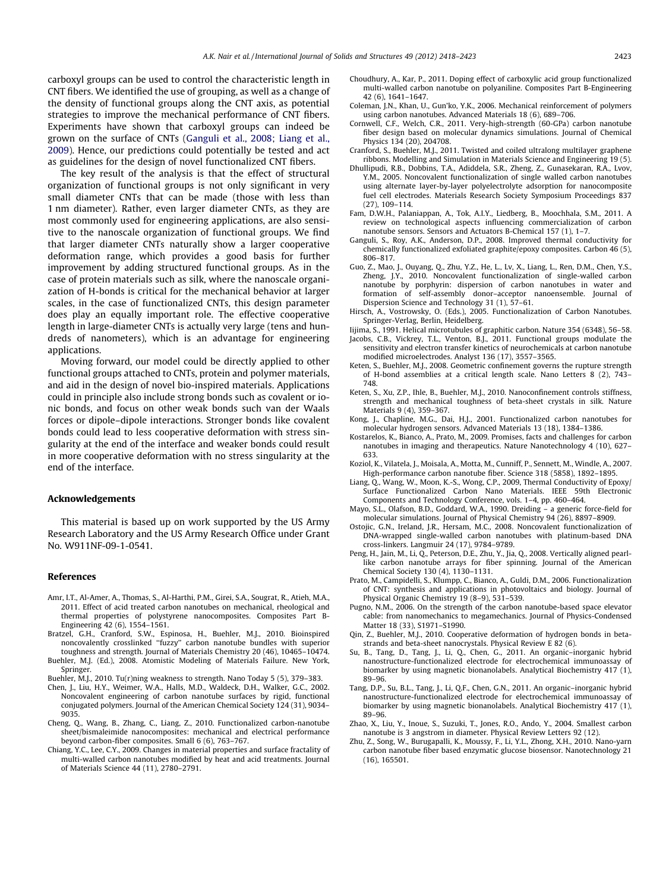carboxyl groups can be used to control the characteristic length in CNT fibers. We identified the use of grouping, as well as a change of the density of functional groups along the CNT axis, as potential strategies to improve the mechanical performance of CNT fibers. Experiments have shown that carboxyl groups can indeed be grown on the surface of CNTs (Ganguli et al., 2008; Liang et al., 2009). Hence, our predictions could potentially be tested and act as guidelines for the design of novel functionalized CNT fibers.

The key result of the analysis is that the effect of structural organization of functional groups is not only significant in very small diameter CNTs that can be made (those with less than 1 nm diameter). Rather, even larger diameter CNTs, as they are most commonly used for engineering applications, are also sensitive to the nanoscale organization of functional groups. We find that larger diameter CNTs naturally show a larger cooperative deformation range, which provides a good basis for further improvement by adding structured functional groups. As in the case of protein materials such as silk, where the nanoscale organization of H-bonds is critical for the mechanical behavior at larger scales, in the case of functionalized CNTs, this design parameter does play an equally important role. The effective cooperative length in large-diameter CNTs is actually very large (tens and hundreds of nanometers), which is an advantage for engineering applications.

Moving forward, our model could be directly applied to other functional groups attached to CNTs, protein and polymer materials, and aid in the design of novel bio-inspired materials. Applications could in principle also include strong bonds such as covalent or ionic bonds, and focus on other weak bonds such van der Waals forces or dipole–dipole interactions. Stronger bonds like covalent bonds could lead to less cooperative deformation with stress singularity at the end of the interface and weaker bonds could result in more cooperative deformation with no stress singularity at the end of the interface.

## Acknowledgements

This material is based up on work supported by the US Army Research Laboratory and the US Army Research Office under Grant No. W911NF-09-1-0541.

## References

Amr, I.T., Al-Amer, A., Thomas, S., Al-Harthi, P.M., Girei, S.A., Sougrat, R., Atieh, M.A., 2011. Effect of acid treated carbon nanotubes on mechanical, rheological and thermal properties of polystyrene nanocomposites. Composites Part B-Engineering 42 (6), 1554–1561.

Bratzel, G.H., Cranford, S.W., Espinosa, H., Buehler, M.J., 2010. Bioinspired noncovalently crosslinked "fuzzy" carbon nanotube bundles with superior toughness and strength. Journal of Materials Chemistry 20 (46), 10465–10474.

Buehler, M.J. (Ed.), 2008. Atomistic Modeling of Materials Failure. New York, Springer.

Buehler, M.J., 2010. Tu(r)ning weakness to strength. Nano Today 5 (5), 379–383.

Chen, J., Liu, H.Y., Weimer, W.A., Halls, M.D., Waldeck, D.H., Walker, G.C., 2002. Noncovalent engineering of carbon nanotube surfaces by rigid, functional conjugated polymers. Journal of the American Chemical Society 124 (31), 9034–9035.

Cheng, Q., Wang, B., Zhang, C., Liang, Z., 2010. Functionalized carbon-nanotube sheet/bismaleimide nanocomposites: mechanical and electrical performance beyond carbon-fiber composites. Small 6 (6), 763–767.

Chiang, Y.C., Lee, C.Y., 2009. Changes in material properties and surface fractality of multi-walled carbon nanotubes modified by heat and acid treatments. Journal of Materials Science 44 (11), 2780–2791.

Choudhury, A., Kar, P., 2011. Doping effect of carboxylic acid group functionalized multi-walled carbon nanotube on polyaniline. Composites Part B-Engineering 42 (6), 1641–1647.

Coleman, J.N., Khan, U., Gun'ko, Y.K., 2006. Mechanical reinforcement of polymers using carbon nanotubes. Advanced Materials 18 (6), 689–706.

Cornwell, C.F., Welch, C.R., 2011. Very-high-strength (60-GPa) carbon nanotube fiber design based on molecular dynamics simulations. Journal of Chemical Physics 134 (20), 204708.

Cranford, S., Buehler, M.J., 2011. Twisted and coiled ultralong multilayer graphene ribbons. Modelling and Simulation in Materials Science and Engineering 19 (5).

Dhullipudi, R.B., Dobbins, T.A., Adiddela, S.R., Zheng, Z., Gunasekaran, R.A., Lvov, Y.M., 2005. Noncovalent functionalization of single walled carbon nanotubes using alternate layer-by-layer polyelectrolyte adsorption for nanocomposite fuel cell electrodes. Materials Research Society Symposium Proceedings 837 (27), 109–114.

Fam, D.W.H., Palaniappan, A., Tok, A.I.Y., Liedberg, B., Moochhala, S.M., 2011. A review on technological aspects influencing commercialization of carbon nanotube sensors. Sensors and Actuators B-Chemical 157 (1), 1–7.

Ganguli, S., Roy, A.K., Anderson, D.P., 2008. Improved thermal conductivity for chemically functionalized exfoliated graphite/epoxy composites. Carbon 46 (5), 806–817.

Guo, Z., Mao, J., Ouyang, Q., Zhu, Y.Z., He, L., Lv, X., Liang, L., Ren, D.M., Chen, Y.S., Zheng, J.Y., 2010. Noncovalent functionalization of single-walled carbon nanotube by porphyrin: dispersion of carbon nanotubes in water and formation of self-assembly donor–acceptor nanoensemble. Journal of Dispersion Science and Technology 31 (1), 57–61.

Hirsch, A., Vostrowsky, O. (Eds.), 2005. Functionalization of Carbon Nanotubes. Springer-Verlag, Berlin, Heidelberg.

Iijima, S., 1991. Helical microtubules of graphitic carbon. Nature 354 (6348), 56–58.

Jacobs, C.B., Vickrey, T.L., Venton, B.J., 2011. Functional groups modulate the sensitivity and electron transfer kinetics of neurochemicals at carbon nanotube modified microelectrodes. Analyst 136 (17), 3557–3565.

Keten, S., Buehler, M.J., 2008. Geometric confinement governs the rupture strength of H-bond assemblies at a critical length scale. Nano Letters 8 (2), 743–748.

Keten, S., Xu, Z.P., Ihle, B., Buehler, M.J., 2010. Nanoconfinement controls stiffness, strength and mechanical toughness of beta-sheet crystals in silk. Nature Materials 9 (4), 359–367.

Kong, J., Chapline, M.G., Dai, H.J., 2001. Functionalized carbon nanotubes for molecular hydrogen sensors. Advanced Materials 13 (18), 1384–1386.

Kostarelos, K., Bianco, A., Prato, M., 2009. Promises, facts and challenges for carbon nanotubes in imaging and therapeutics. Nature Nanotechnology 4 (10), 627–633.

Koziol, K., Vilatela, J., Moisala, A., Motta, M., Cunniff, P., Sennett, M., Windle, A., 2007. High-performance carbon nanotube fiber. Science 318 (5858), 1892–1895.

Liang, Q., Wang, W., Moon, K.-S., Wong, C.P., 2009, Thermal Conductivity of Epoxy/Surface Functionalized Carbon Nano Materials. IEEE 59th Electronic Components and Technology Conference, vols. 1–4, pp. 460–464.

Mayo, S.L., Olafson, B.D., Goddard, W.A., 1990. Dreiding – a generic force-field for molecular simulations. Journal of Physical Chemistry 94 (26), 8897–8909.

Ostojic, G.N., Ireland, J.R., Hersam, M.C., 2008. Noncovalent functionalization of DNA-wrapped single-walled carbon nanotubes with platinum-based DNA cross-linkers. Langmuir 24 (17), 9784–9789.

Peng, H., Jain, M., Li, Q., Peterson, D.E., Zhu, Y., Jia, Q., 2008. Vertically aligned pearl-like carbon nanotube arrays for fiber spinning. Journal of the American Chemical Society 130 (4), 1130–1131.

Prato, M., Campidelli, S., Klumpp, C., Bianco, A., Guldi, D.M., 2006. Functionalization of CNT: synthesis and applications in photovoltaics and biology. Journal of Physical Organic Chemistry 19 (8–9), 531–539.

Pugno, N.M., 2006. On the strength of the carbon nanotube-based space elevator cable: from nanomechanics to megamechanics. Journal of Physics-Condensed Matter 18 (33), S1971–S1990.

Qin, Z., Buehler, M.J., 2010. Cooperative deformation of hydrogen bonds in beta-strands and beta-sheet nanocrystals. Physical Review E 82 (6).

Su, B., Tang, D., Tang, J., Li, Q., Chen, G., 2011. An organic–inorganic hybrid nanostructure-functionalized electrode for electrochemical immunoassay of biomarker by using magnetic bionanolabels. Analytical Biochemistry 417 (1), 89–96.

Tang, D.P., Su, B.L., Tang, J., Li, Q.F., Chen, G.N., 2011. An organic–inorganic hybrid nanostructure-functionalized electrode for electrochemical immunoassay of biomarker by using magnetic bionanolabels. Analytical Biochemistry 417 (1), 89–96.

Zhao, X., Liu, Y., Inoue, S., Suzuki, T., Jones, R.O., Ando, Y., 2004. Smallest carbon nanotube is 3 angstrom in diameter. Physical Review Letters 92 (12).

Zhu, Z., Song, W., Burugapalli, K., Moussy, F., Li, Y.L., Zhong, X.H., 2010. Nano-yarn carbon nanotube fiber based enzymatic glucose biosensor. Nanotechnology 21 (16), 165501.